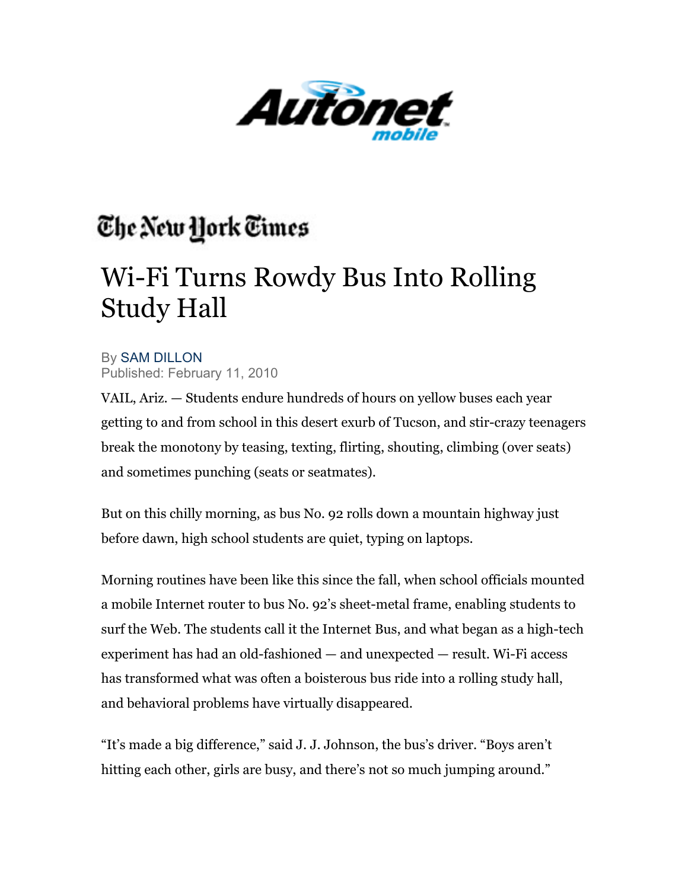Autonet mobile

The New York Times

# Wi-Fi Turns Rowdy Bus Into Rolling Study Hall

By SAM DILLON
Published: February 11, 2010

VAIL, Ariz. — Students endure hundreds of hours on yellow buses each year getting to and from school in this desert exurb of Tucson, and stir-crazy teenagers break the monotony by teasing, texting, flirting, shouting, climbing (over seats) and sometimes punching (seats or seatmates).

But on this chilly morning, as bus No. 92 rolls down a mountain highway just before dawn, high school students are quiet, typing on laptops.

Morning routines have been like this since the fall, when school officials mounted a mobile Internet router to bus No. 92's sheet-metal frame, enabling students to surf the Web. The students call it the Internet Bus, and what began as a high-tech experiment has had an old-fashioned — and unexpected — result. Wi-Fi access has transformed what was often a boisterous bus ride into a rolling study hall, and behavioral problems have virtually disappeared.

"It's made a big difference," said J. J. Johnson, the bus's driver. "Boys aren't hitting each other, girls are busy, and there's not so much jumping around."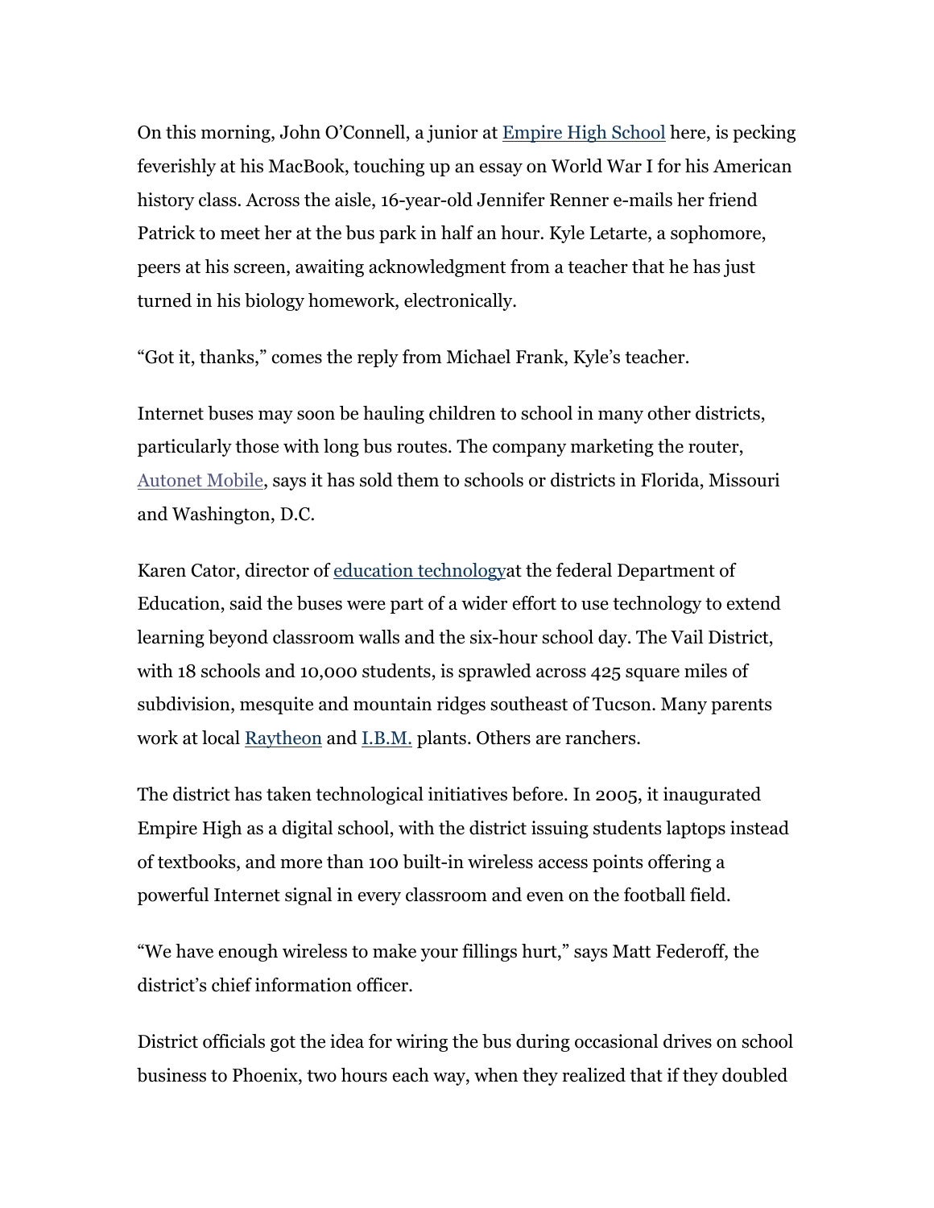On this morning, John O'Connell, a junior at Empire High School here, is pecking feverishly at his MacBook, touching up an essay on World War I for his American history class. Across the aisle, 16-year-old Jennifer Renner e-mails her friend Patrick to meet her at the bus park in half an hour. Kyle Letarte, a sophomore, peers at his screen, awaiting acknowledgment from a teacher that he has just turned in his biology homework, electronically.

"Got it, thanks," comes the reply from Michael Frank, Kyle's teacher.

Internet buses may soon be hauling children to school in many other districts, particularly those with long bus routes. The company marketing the router, Autonet Mobile, says it has sold them to schools or districts in Florida, Missouri and Washington, D.C.

Karen Cator, director of education technologyat the federal Department of Education, said the buses were part of a wider effort to use technology to extend learning beyond classroom walls and the six-hour school day. The Vail District, with 18 schools and 10,000 students, is sprawled across 425 square miles of subdivision, mesquite and mountain ridges southeast of Tucson. Many parents work at local Raytheon and I.B.M. plants. Others are ranchers.

The district has taken technological initiatives before. In 2005, it inaugurated Empire High as a digital school, with the district issuing students laptops instead of textbooks, and more than 100 built-in wireless access points offering a powerful Internet signal in every classroom and even on the football field.

"We have enough wireless to make your fillings hurt," says Matt Federoff, the district's chief information officer.

District officials got the idea for wiring the bus during occasional drives on school business to Phoenix, two hours each way, when they realized that if they doubled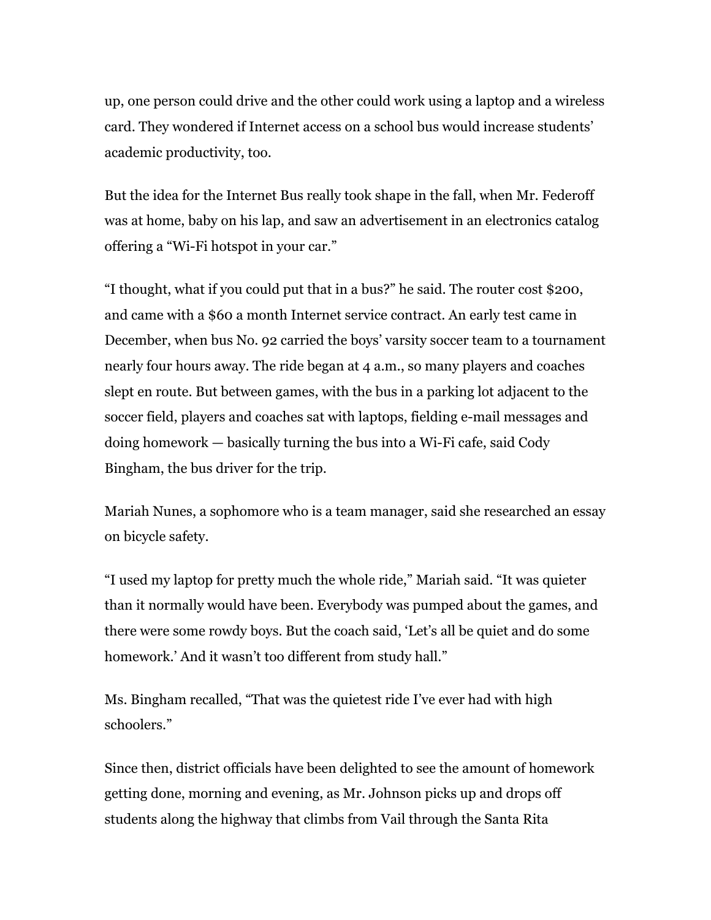up, one person could drive and the other could work using a laptop and a wireless card. They wondered if Internet access on a school bus would increase students' academic productivity, too.

But the idea for the Internet Bus really took shape in the fall, when Mr. Federoff was at home, baby on his lap, and saw an advertisement in an electronics catalog offering a "Wi-Fi hotspot in your car."

"I thought, what if you could put that in a bus?" he said. The router cost $200, and came with a $60 a month Internet service contract. An early test came in December, when bus No. 92 carried the boys' varsity soccer team to a tournament nearly four hours away. The ride began at 4 a.m., so many players and coaches slept en route. But between games, with the bus in a parking lot adjacent to the soccer field, players and coaches sat with laptops, fielding e-mail messages and doing homework — basically turning the bus into a Wi-Fi cafe, said Cody Bingham, the bus driver for the trip.

Mariah Nunes, a sophomore who is a team manager, said she researched an essay on bicycle safety.

"I used my laptop for pretty much the whole ride," Mariah said. "It was quieter than it normally would have been. Everybody was pumped about the games, and there were some rowdy boys. But the coach said, 'Let's all be quiet and do some homework.' And it wasn't too different from study hall."

Ms. Bingham recalled, "That was the quietest ride I've ever had with high schoolers."

Since then, district officials have been delighted to see the amount of homework getting done, morning and evening, as Mr. Johnson picks up and drops off students along the highway that climbs from Vail through the Santa Rita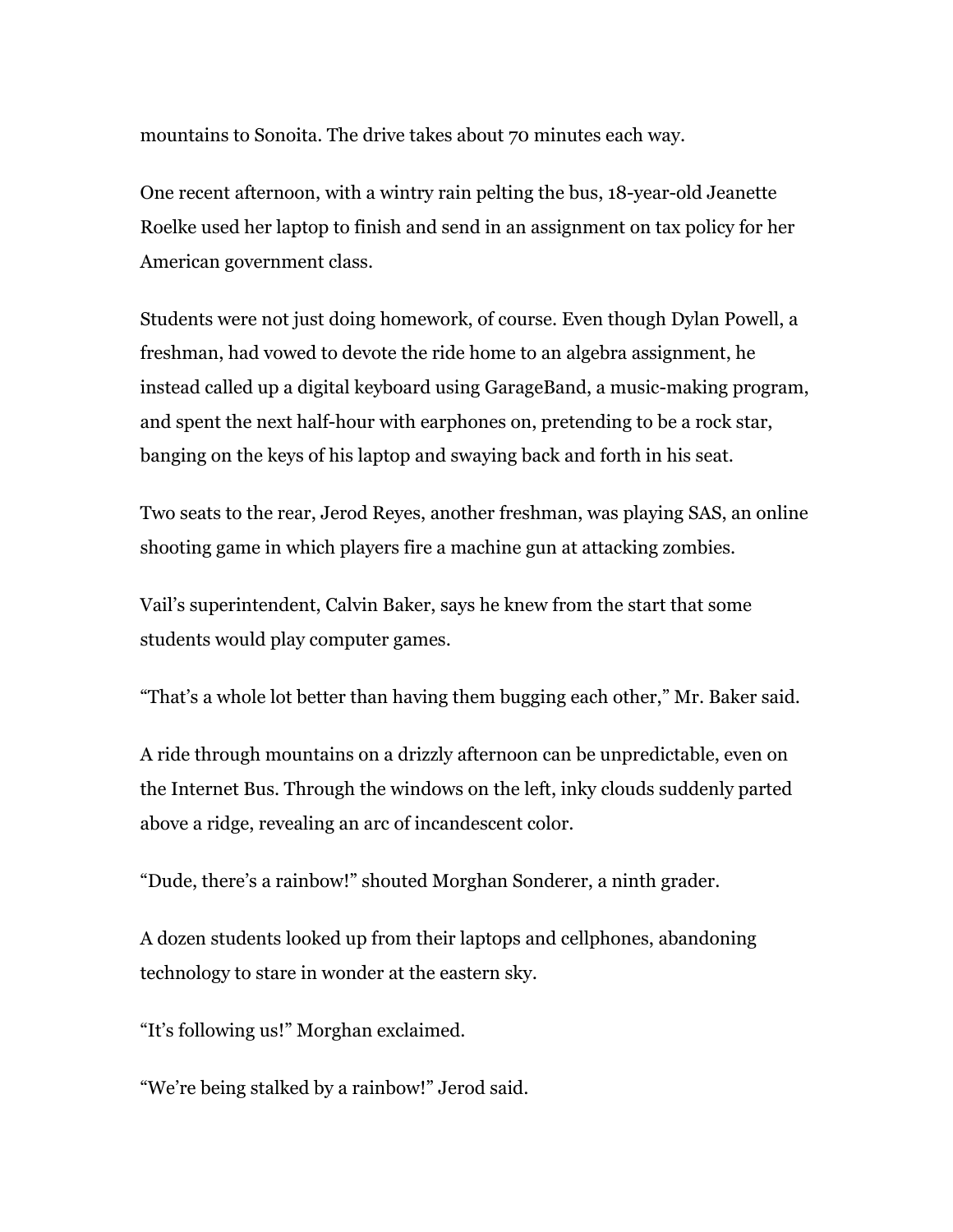mountains to Sonoita. The drive takes about 70 minutes each way.

One recent afternoon, with a wintry rain pelting the bus, 18-year-old Jeanette Roelke used her laptop to finish and send in an assignment on tax policy for her American government class.

Students were not just doing homework, of course. Even though Dylan Powell, a freshman, had vowed to devote the ride home to an algebra assignment, he instead called up a digital keyboard using GarageBand, a music-making program, and spent the next half-hour with earphones on, pretending to be a rock star, banging on the keys of his laptop and swaying back and forth in his seat.

Two seats to the rear, Jerod Reyes, another freshman, was playing SAS, an online shooting game in which players fire a machine gun at attacking zombies.

Vail's superintendent, Calvin Baker, says he knew from the start that some students would play computer games.

"That's a whole lot better than having them bugging each other," Mr. Baker said.

A ride through mountains on a drizzly afternoon can be unpredictable, even on the Internet Bus. Through the windows on the left, inky clouds suddenly parted above a ridge, revealing an arc of incandescent color.

"Dude, there's a rainbow!" shouted Morghan Sonderer, a ninth grader.

A dozen students looked up from their laptops and cellphones, abandoning technology to stare in wonder at the eastern sky.

"It's following us!" Morghan exclaimed.

"We're being stalked by a rainbow!" Jerod said.